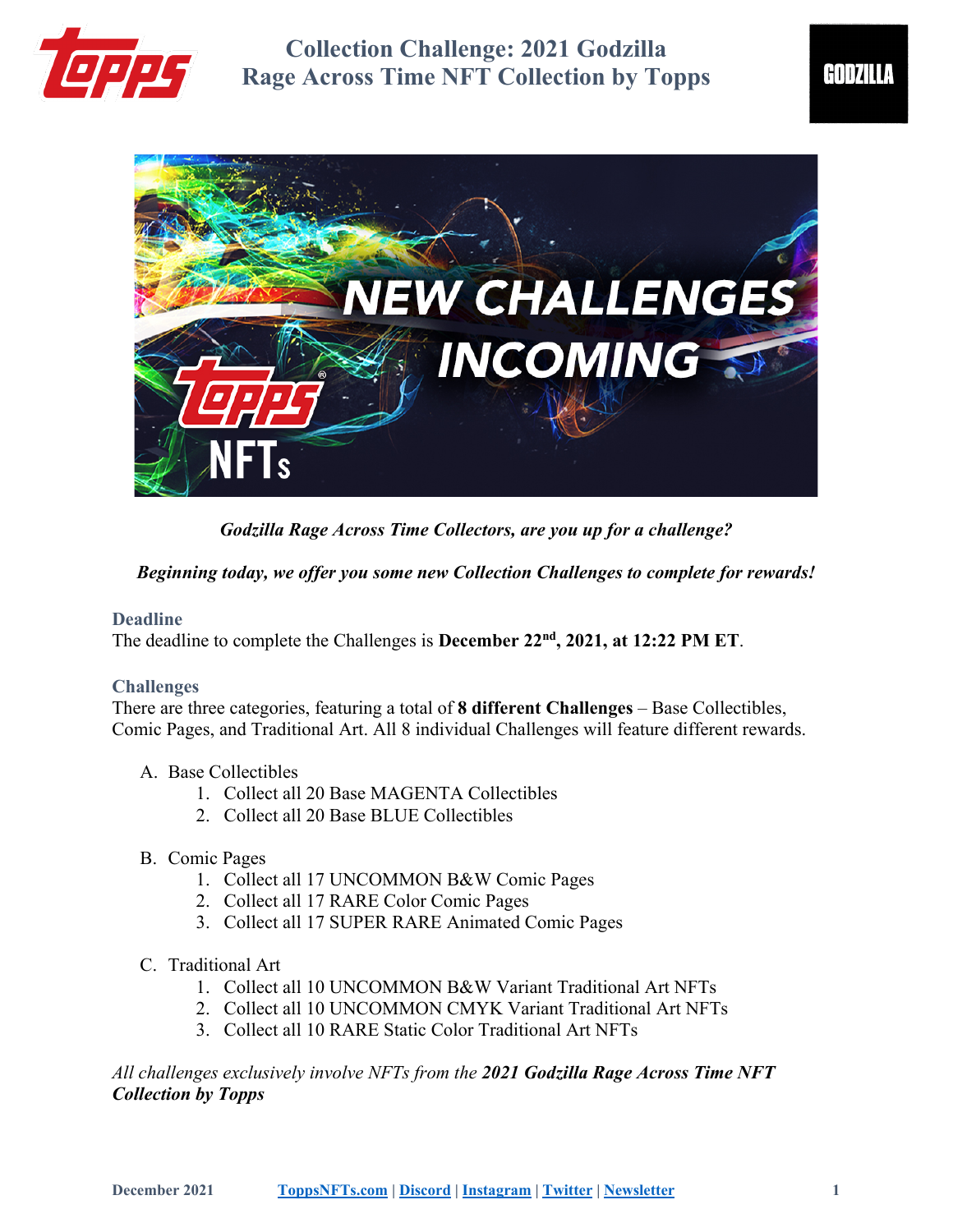# Collection Challenge: 2021 Godzilla Rage Across Time NFT Collection by Topps

*Godzilla Rage Across Time Collectors, are you up for a challenge?*

***Beginning today, we offer you some new Collection Challenges to complete for rewards!***

### Deadline

The deadline to complete the Challenges is **December 22nd, 2021, at 12:22 PM ET**.

### Challenges

There are three categories, featuring a total of **8 different Challenges** – Base Collectibles, Comic Pages, and Traditional Art. All 8 individual Challenges will feature different rewards.

A. Base Collectibles
   1. Collect all 20 Base MAGENTA Collectibles
   2. Collect all 20 Base BLUE Collectibles

B. Comic Pages
   1. Collect all 17 UNCOMMON B&W Comic Pages
   2. Collect all 17 RARE Color Comic Pages
   3. Collect all 17 SUPER RARE Animated Comic Pages

C. Traditional Art
   1. Collect all 10 UNCOMMON B&W Variant Traditional Art NFTs
   2. Collect all 10 UNCOMMON CMYK Variant Traditional Art NFTs
   3. Collect all 10 RARE Static Color Traditional Art NFTs

*All challenges exclusively involve NFTs from the **2021 Godzilla Rage Across Time NFT Collection by Topps***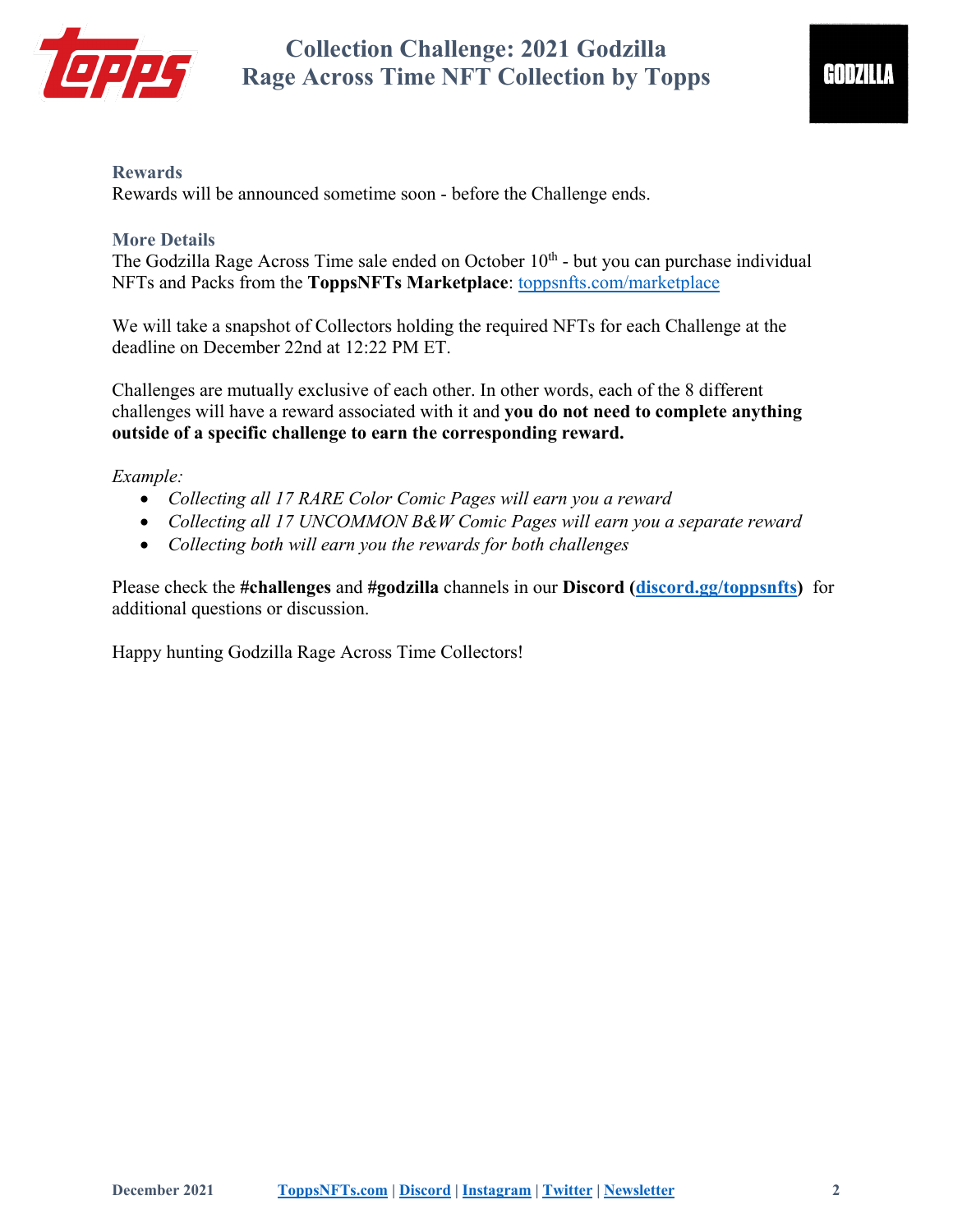### Rewards

Rewards will be announced sometime soon - before the Challenge ends.

### More Details

The Godzilla Rage Across Time sale ended on October 10th - but you can purchase individual NFTs and Packs from the **ToppsNFTs Marketplace**: [toppsnfts.com/marketplace](https://toppsnfts.com/marketplace)

We will take a snapshot of Collectors holding the required NFTs for each Challenge at the deadline on December 22nd at 12:22 PM ET.

Challenges are mutually exclusive of each other. In other words, each of the 8 different challenges will have a reward associated with it and **you do not need to complete anything outside of a specific challenge to earn the corresponding reward.**

*Example:*

- *Collecting all 17 RARE Color Comic Pages will earn you a reward*
- *Collecting all 17 UNCOMMON B&W Comic Pages will earn you a separate reward*
- *Collecting both will earn you the rewards for both challenges*

Please check the **#challenges** and **#godzilla** channels in our **Discord ([discord.gg/toppsnfts](https://discord.gg/toppsnfts))** for additional questions or discussion.

Happy hunting Godzilla Rage Across Time Collectors!